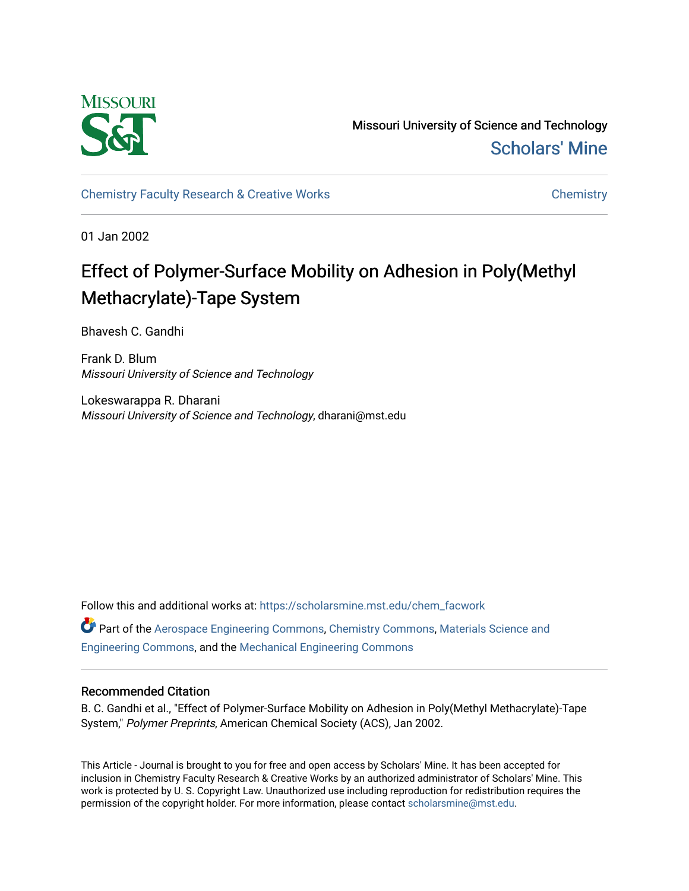Missouri University of Science and Technology

Scholars' Mine

Chemistry Faculty Research & Creative Works

Chemistry

01 Jan 2002

# Effect of Polymer-Surface Mobility on Adhesion in Poly(Methyl Methacrylate)-Tape System

Bhavesh C. Gandhi

Frank D. Blum
*Missouri University of Science and Technology*

Lokeswarappa R. Dharani
*Missouri University of Science and Technology*, dharani@mst.edu

Follow this and additional works at: https://scholarsmine.mst.edu/chem_facwork

Part of the Aerospace Engineering Commons, Chemistry Commons, Materials Science and Engineering Commons, and the Mechanical Engineering Commons

## Recommended Citation

B. C. Gandhi et al., "Effect of Polymer-Surface Mobility on Adhesion in Poly(Methyl Methacrylate)-Tape System," *Polymer Preprints*, American Chemical Society (ACS), Jan 2002.

This Article - Journal is brought to you for free and open access by Scholars' Mine. It has been accepted for inclusion in Chemistry Faculty Research & Creative Works by an authorized administrator of Scholars' Mine. This work is protected by U. S. Copyright Law. Unauthorized use including reproduction for redistribution requires the permission of the copyright holder. For more information, please contact scholarsmine@mst.edu.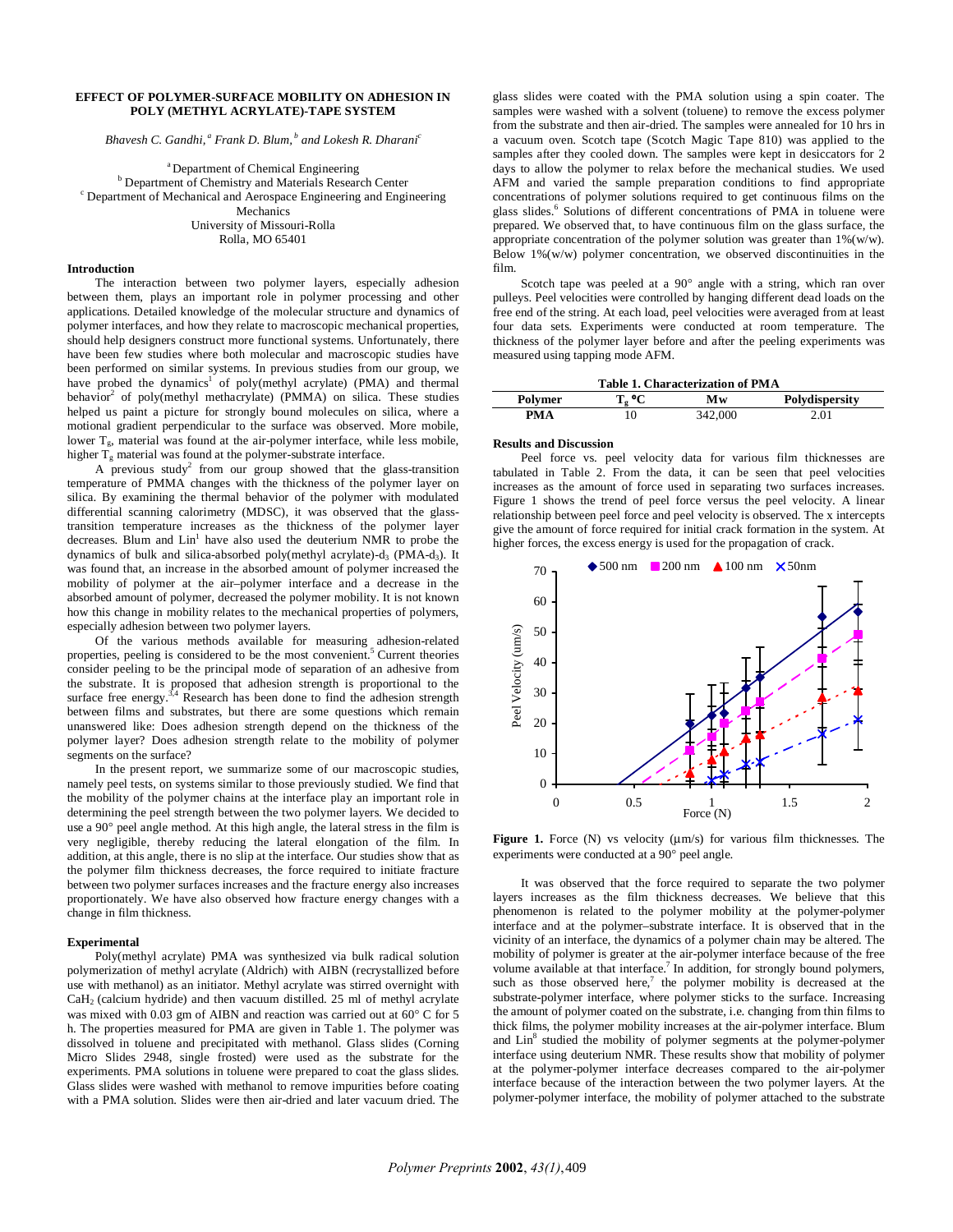**EFFECT OF POLYMER-SURFACE MOBILITY ON ADHESION IN POLY (METHYL ACRYLATE)-TAPE SYSTEM**

*Bhavesh C. Gandhi,[a] Frank D. Blum,[b] and Lokesh R. Dharani[c]*

[a] Department of Chemical Engineering
[b] Department of Chemistry and Materials Research Center
[c] Department of Mechanical and Aerospace Engineering and Engineering Mechanics
University of Missouri-Rolla
Rolla, MO 65401

## Introduction

The interaction between two polymer layers, especially adhesion between them, plays an important role in polymer processing and other applications. Detailed knowledge of the molecular structure and dynamics of polymer interfaces, and how they relate to macroscopic mechanical properties, should help designers construct more functional systems. Unfortunately, there have been few studies where both molecular and macroscopic studies have been performed on similar systems. In previous studies from our group, we have probed the dynamics[1] of poly(methyl acrylate) (PMA) and thermal behavior[2] of poly(methyl methacrylate) (PMMA) on silica. These studies helped us paint a picture for strongly bound molecules on silica, where a motional gradient perpendicular to the surface was observed. More mobile, lower $T_g$, material was found at the air-polymer interface, while less mobile, higher $T_g$ material was found at the polymer-substrate interface.

A previous study[2] from our group showed that the glass-transition temperature of PMMA changes with the thickness of the polymer layer on silica. By examining the thermal behavior of the polymer with modulated differential scanning calorimetry (MDSC), it was observed that the glass-transition temperature increases as the thickness of the polymer layer decreases. Blum and Lin[1] have also used the deuterium NMR to probe the dynamics of bulk and silica-absorbed poly(methyl acrylate)-$d_3$ (PMA-$d_3$). It was found that, an increase in the absorbed amount of polymer increased the mobility of polymer at the air–polymer interface and a decrease in the absorbed amount of polymer, decreased the polymer mobility. It is not known how this change in mobility relates to the mechanical properties of polymers, especially adhesion between two polymer layers.

Of the various methods available for measuring adhesion-related properties, peeling is considered to be the most convenient.[5] Current theories consider peeling to be the principal mode of separation of an adhesive from the substrate. It is proposed that adhesion strength is proportional to the surface free energy.[3,4] Research has been done to find the adhesion strength between films and substrates, but there are some questions which remain unanswered like: Does adhesion strength depend on the thickness of the polymer layer? Does adhesion strength relate to the mobility of polymer segments on the surface?

In the present report, we summarize some of our macroscopic studies, namely peel tests, on systems similar to those previously studied. We find that the mobility of the polymer chains at the interface play an important role in determining the peel strength between the two polymer layers. We decided to use a 90° peel angle method. At this high angle, the lateral stress in the film is very negligible, thereby reducing the lateral elongation of the film. In addition, at this angle, there is no slip at the interface. Our studies show that as the polymer film thickness decreases, the force required to initiate fracture between two polymer surfaces increases and the fracture energy also increases proportionately. We have also observed how fracture energy changes with a change in film thickness.

## Experimental

Poly(methyl acrylate) PMA was synthesized via bulk radical solution polymerization of methyl acrylate (Aldrich) with AIBN (recrystallized before use with methanol) as an initiator. Methyl acrylate was stirred overnight with $CaH_2$ (calcium hydride) and then vacuum distilled. 25 ml of methyl acrylate was mixed with 0.03 gm of AIBN and reaction was carried out at 60° C for 5 h. The properties measured for PMA are given in Table 1. The polymer was dissolved in toluene and precipitated with methanol. Glass slides (Corning Micro Slides 2948, single frosted) were used as the substrate for the experiments. PMA solutions in toluene were prepared to coat the glass slides. Glass slides were washed with methanol to remove impurities before coating with a PMA solution. Slides were then air-dried and later vacuum dried. The glass slides were coated with the PMA solution using a spin coater. The samples were washed with a solvent (toluene) to remove the excess polymer from the substrate and then air-dried. The samples were annealed for 10 hrs in a vacuum oven. Scotch tape (Scotch Magic Tape 810) was applied to the samples after they cooled down. The samples were kept in desiccators for 2 days to allow the polymer to relax before the mechanical studies. We used AFM and varied the sample preparation conditions to find appropriate concentrations of polymer solutions required to get continuous films on the glass slides.[6] Solutions of different concentrations of PMA in toluene were prepared. We observed that, to have continuous film on the glass surface, the appropriate concentration of the polymer solution was greater than 1%(w/w). Below 1%(w/w) polymer concentration, we observed discontinuities in the film.

Scotch tape was peeled at a 90° angle with a string, which ran over pulleys. Peel velocities were controlled by hanging different dead loads on the free end of the string. At each load, peel velocities were averaged from at least four data sets. Experiments were conducted at room temperature. The thickness of the polymer layer before and after the peeling experiments was measured using tapping mode AFM.

**Table 1. Characterization of PMA**

| Polymer | $T_g$ °C | Mw | Polydispersity |
|---|---|---|---|
| **PMA** | 10 | 342,000 | 2.01 |

## Results and Discussion

Peel force vs. peel velocity data for various film thicknesses are tabulated in Table 2. From the data, it can be seen that peel velocities increases as the amount of force used in separating two surfaces increases. Figure 1 shows the trend of peel force versus the peel velocity. A linear relationship between peel force and peel velocity is observed. The x intercepts give the amount of force required for initial crack formation in the system. At higher forces, the excess energy is used for the propagation of crack.

**Figure 1.** Force (N) vs velocity (μm/s) for various film thicknesses. The experiments were conducted at a 90° peel angle.

It was observed that the force required to separate the two polymer layers increases as the film thickness decreases. We believe that this phenomenon is related to the polymer mobility at the polymer-polymer interface and at the polymer–substrate interface. It is observed that in the vicinity of an interface, the dynamics of a polymer chain may be altered. The mobility of polymer is greater at the air-polymer interface because of the free volume available at that interface.[7] In addition, for strongly bound polymers, such as those observed here,[7] the polymer mobility is decreased at the substrate-polymer interface, where polymer sticks to the surface. Increasing the amount of polymer coated on the substrate, i.e. changing from thin films to thick films, the polymer mobility increases at the air-polymer interface. Blum and Lin[8] studied the mobility of polymer segments at the polymer-polymer interface using deuterium NMR. These results show that mobility of polymer at the polymer-polymer interface decreases compared to the air-polymer interface because of the interaction between the two polymer layers. At the polymer-polymer interface, the mobility of polymer attached to the substrate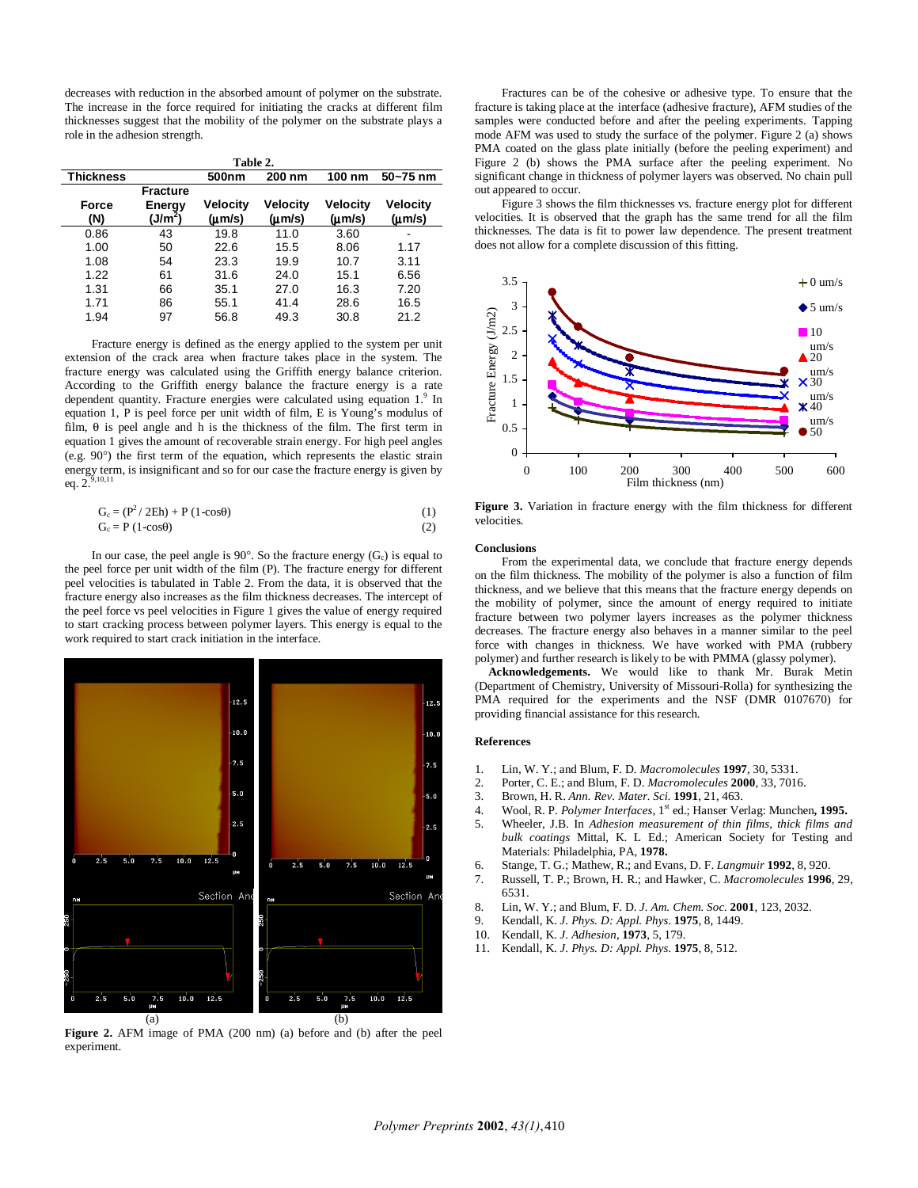decreases with reduction in the absorbed amount of polymer on the substrate. The increase in the force required for initiating the cracks at different film thicknesses suggest that the mobility of the polymer on the substrate plays a role in the adhesion strength.

**Table 2.**

| Thickness | | 500nm | 200 nm | 100 nm | 50~75 nm |
|---|---|---|---|---|---|
| Force (N) | Fracture Energy ($J/m^2$) | Velocity (μm/s) | Velocity (μm/s) | Velocity (μm/s) | Velocity (μm/s) |
| 0.86 | 43 | 19.8 | 11.0 | 3.60 | - |
| 1.00 | 50 | 22.6 | 15.5 | 8.06 | 1.17 |
| 1.08 | 54 | 23.3 | 19.9 | 10.7 | 3.11 |
| 1.22 | 61 | 31.6 | 24.0 | 15.1 | 6.56 |
| 1.31 | 66 | 35.1 | 27.0 | 16.3 | 7.20 |
| 1.71 | 86 | 55.1 | 41.4 | 28.6 | 16.5 |
| 1.94 | 97 | 56.8 | 49.3 | 30.8 | 21.2 |

Fracture energy is defined as the energy applied to the system per unit extension of the crack area when fracture takes place in the system. The fracture energy was calculated using the Griffith energy balance criterion. According to the Griffith energy balance the fracture energy is a rate dependent quantity. Fracture energies were calculated using equation 1.[9] In equation 1, P is peel force per unit width of film, E is Young's modulus of film, θ is peel angle and h is the thickness of the film. The first term in equation 1 gives the amount of recoverable strain energy. For high peel angles (e.g. 90°) the first term of the equation, which represents the elastic strain energy term, is insignificant and so for our case the fracture energy is given by eq. 2.[9,10,11]

$$G_c = (P^2 / 2Eh) + P\,(1-\cos\theta) \quad (1)$$

$$G_c = P\,(1-\cos\theta) \quad (2)$$

In our case, the peel angle is 90°. So the fracture energy ($G_c$) is equal to the peel force per unit width of the film (P). The fracture energy for different peel velocities is tabulated in Table 2. From the data, it is observed that the fracture energy also increases as the film thickness decreases. The intercept of the peel force vs peel velocities in Figure 1 gives the value of energy required to start cracking process between polymer layers. This energy is equal to the work required to start crack initiation in the interface.

12.5
10.0
7.5
5.0
2.5
0
0 2.5 5.0 7.5 10.0 12.5
μm
Section Ana
nm
250
0
-250
0 2.5 5.0 7.5 10.0 12.5
μm
(a) (b)

**Figure 2.** AFM image of PMA (200 nm) (a) before and (b) after the peel experiment.

Fractures can be of the cohesive or adhesive type. To ensure that the fracture is taking place at the interface (adhesive fracture), AFM studies of the samples were conducted before and after the peeling experiments. Tapping mode AFM was used to study the surface of the polymer. Figure 2 (a) shows PMA coated on the glass plate initially (before the peeling experiment) and Figure 2 (b) shows the PMA surface after the peeling experiment. No significant change in thickness of polymer layers was observed. No chain pull out appeared to occur.

Figure 3 shows the film thicknesses vs. fracture energy plot for different velocities. It is observed that the graph has the same trend for all the film thicknesses. The data is fit to power law dependence. The present treatment does not allow for a complete discussion of this fitting.

Fracture Energy (J/m2)
3.5
3
2.5
2
1.5
1
0.5
0
0 100 200 300 400 500 600
Film thickness (nm)
0 um/s
5 um/s
10 um/s
20 um/s
30 um/s
40 um/s
50

**Figure 3.** Variation in fracture energy with the film thickness for different velocities.

## Conclusions

From the experimental data, we conclude that fracture energy depends on the film thickness. The mobility of the polymer is also a function of film thickness, and we believe that this means that the fracture energy depends on the mobility of polymer, since the amount of energy required to initiate fracture between two polymer layers increases as the polymer thickness decreases. The fracture energy also behaves in a manner similar to the peel force with changes in thickness. We have worked with PMA (rubbery polymer) and further research is likely to be with PMMA (glassy polymer).

**Acknowledgements.** We would like to thank Mr. Burak Metin (Department of Chemistry, University of Missouri-Rolla) for synthesizing the PMA required for the experiments and the NSF (DMR 0107670) for providing financial assistance for this research.

## References

1. Lin, W. Y.; and Blum, F. D. *Macromolecules* **1997**, 30, 5331.
2. Porter, C. E.; and Blum, F. D. *Macromolecules* **2000**, 33, 7016.
3. Brown, H. R. *Ann. Rev. Mater. Sci.* **1991**, 21, 463.
4. Wool, R. P. *Polymer Interfaces*, 1st ed.; Hanser Verlag: Munchen, **1995.**
5. Wheeler, J.B. In *Adhesion measurement of thin films, thick films and bulk coatings* Mittal, K. L Ed.; American Society for Testing and Materials: Philadelphia, PA, **1978.**
6. Stange, T. G.; Mathew, R.; and Evans, D. F. *Langmuir* **1992**, 8, 920.
7. Russell, T. P.; Brown, H. R.; and Hawker, C. *Macromolecules* **1996**, 29, 6531.
8. Lin, W. Y.; and Blum, F. D. *J. Am. Chem. Soc.* **2001**, 123, 2032.
9. Kendall, K. *J. Phys. D: Appl. Phys.* **1975**, 8, 1449.
10. Kendall, K. *J. Adhesion*, **1973**, 5, 179.
11. Kendall, K. *J. Phys. D: Appl. Phys.* **1975**, 8, 512.